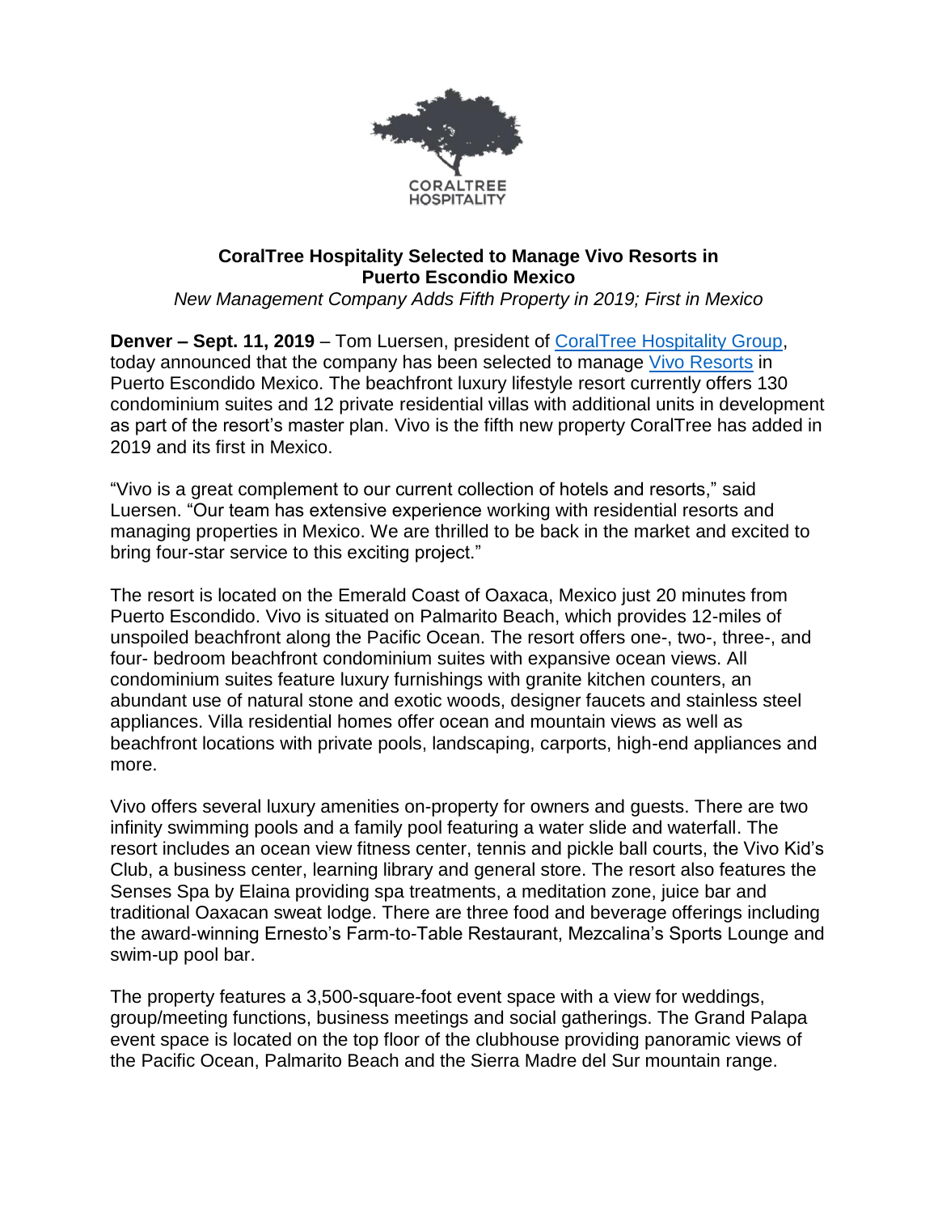CORALTREE HOSPITALITY

**CoralTree Hospitality Selected to Manage Vivo Resorts in Puerto Escondio Mexico**

*New Management Company Adds Fifth Property in 2019; First in Mexico*

**Denver – Sept. 11, 2019** – Tom Luersen, president of [CoralTree Hospitality Group](), today announced that the company has been selected to manage [Vivo Resorts]() in Puerto Escondido Mexico. The beachfront luxury lifestyle resort currently offers 130 condominium suites and 12 private residential villas with additional units in development as part of the resort's master plan. Vivo is the fifth new property CoralTree has added in 2019 and its first in Mexico.

"Vivo is a great complement to our current collection of hotels and resorts," said Luersen. "Our team has extensive experience working with residential resorts and managing properties in Mexico. We are thrilled to be back in the market and excited to bring four-star service to this exciting project."

The resort is located on the Emerald Coast of Oaxaca, Mexico just 20 minutes from Puerto Escondido. Vivo is situated on Palmarito Beach, which provides 12-miles of unspoiled beachfront along the Pacific Ocean. The resort offers one-, two-, three-, and four- bedroom beachfront condominium suites with expansive ocean views. All condominium suites feature luxury furnishings with granite kitchen counters, an abundant use of natural stone and exotic woods, designer faucets and stainless steel appliances. Villa residential homes offer ocean and mountain views as well as beachfront locations with private pools, landscaping, carports, high-end appliances and more.

Vivo offers several luxury amenities on-property for owners and guests. There are two infinity swimming pools and a family pool featuring a water slide and waterfall. The resort includes an ocean view fitness center, tennis and pickle ball courts, the Vivo Kid's Club, a business center, learning library and general store. The resort also features the Senses Spa by Elaina providing spa treatments, a meditation zone, juice bar and traditional Oaxacan sweat lodge. There are three food and beverage offerings including the award-winning Ernesto's Farm-to-Table Restaurant, Mezcalina's Sports Lounge and swim-up pool bar.

The property features a 3,500-square-foot event space with a view for weddings, group/meeting functions, business meetings and social gatherings. The Grand Palapa event space is located on the top floor of the clubhouse providing panoramic views of the Pacific Ocean, Palmarito Beach and the Sierra Madre del Sur mountain range.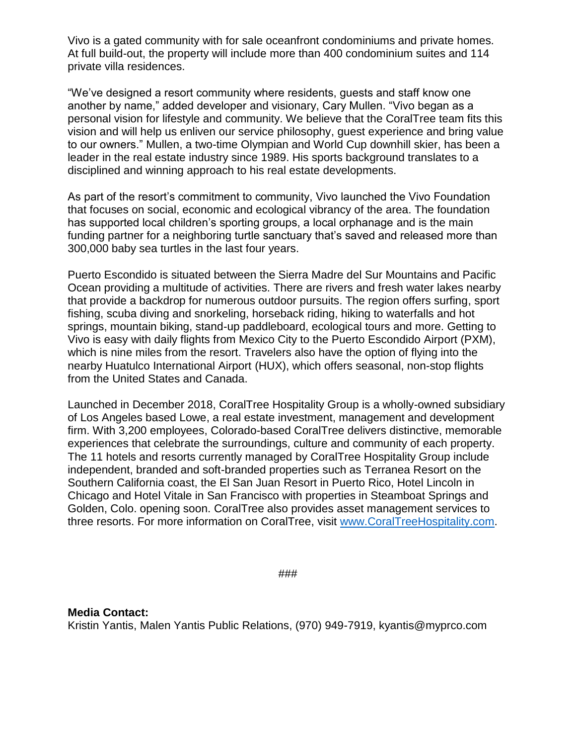Vivo is a gated community with for sale oceanfront condominiums and private homes. At full build-out, the property will include more than 400 condominium suites and 114 private villa residences.

“We’ve designed a resort community where residents, guests and staff know one another by name,” added developer and visionary, Cary Mullen. “Vivo began as a personal vision for lifestyle and community. We believe that the CoralTree team fits this vision and will help us enliven our service philosophy, guest experience and bring value to our owners.” Mullen, a two-time Olympian and World Cup downhill skier, has been a leader in the real estate industry since 1989. His sports background translates to a disciplined and winning approach to his real estate developments.

As part of the resort’s commitment to community, Vivo launched the Vivo Foundation that focuses on social, economic and ecological vibrancy of the area. The foundation has supported local children’s sporting groups, a local orphanage and is the main funding partner for a neighboring turtle sanctuary that’s saved and released more than 300,000 baby sea turtles in the last four years.

Puerto Escondido is situated between the Sierra Madre del Sur Mountains and Pacific Ocean providing a multitude of activities. There are rivers and fresh water lakes nearby that provide a backdrop for numerous outdoor pursuits. The region offers surfing, sport fishing, scuba diving and snorkeling, horseback riding, hiking to waterfalls and hot springs, mountain biking, stand-up paddleboard, ecological tours and more. Getting to Vivo is easy with daily flights from Mexico City to the Puerto Escondido Airport (PXM), which is nine miles from the resort. Travelers also have the option of flying into the nearby Huatulco International Airport (HUX), which offers seasonal, non-stop flights from the United States and Canada.

Launched in December 2018, CoralTree Hospitality Group is a wholly-owned subsidiary of Los Angeles based Lowe, a real estate investment, management and development firm. With 3,200 employees, Colorado-based CoralTree delivers distinctive, memorable experiences that celebrate the surroundings, culture and community of each property. The 11 hotels and resorts currently managed by CoralTree Hospitality Group include independent, branded and soft-branded properties such as Terranea Resort on the Southern California coast, the El San Juan Resort in Puerto Rico, Hotel Lincoln in Chicago and Hotel Vitale in San Francisco with properties in Steamboat Springs and Golden, Colo. opening soon. CoralTree also provides asset management services to three resorts. For more information on CoralTree, visit [www.CoralTreeHospitality.com](http://www.CoralTreeHospitality.com).

###

**Media Contact:**
Kristin Yantis, Malen Yantis Public Relations, (970) 949-7919, kyantis@myprco.com